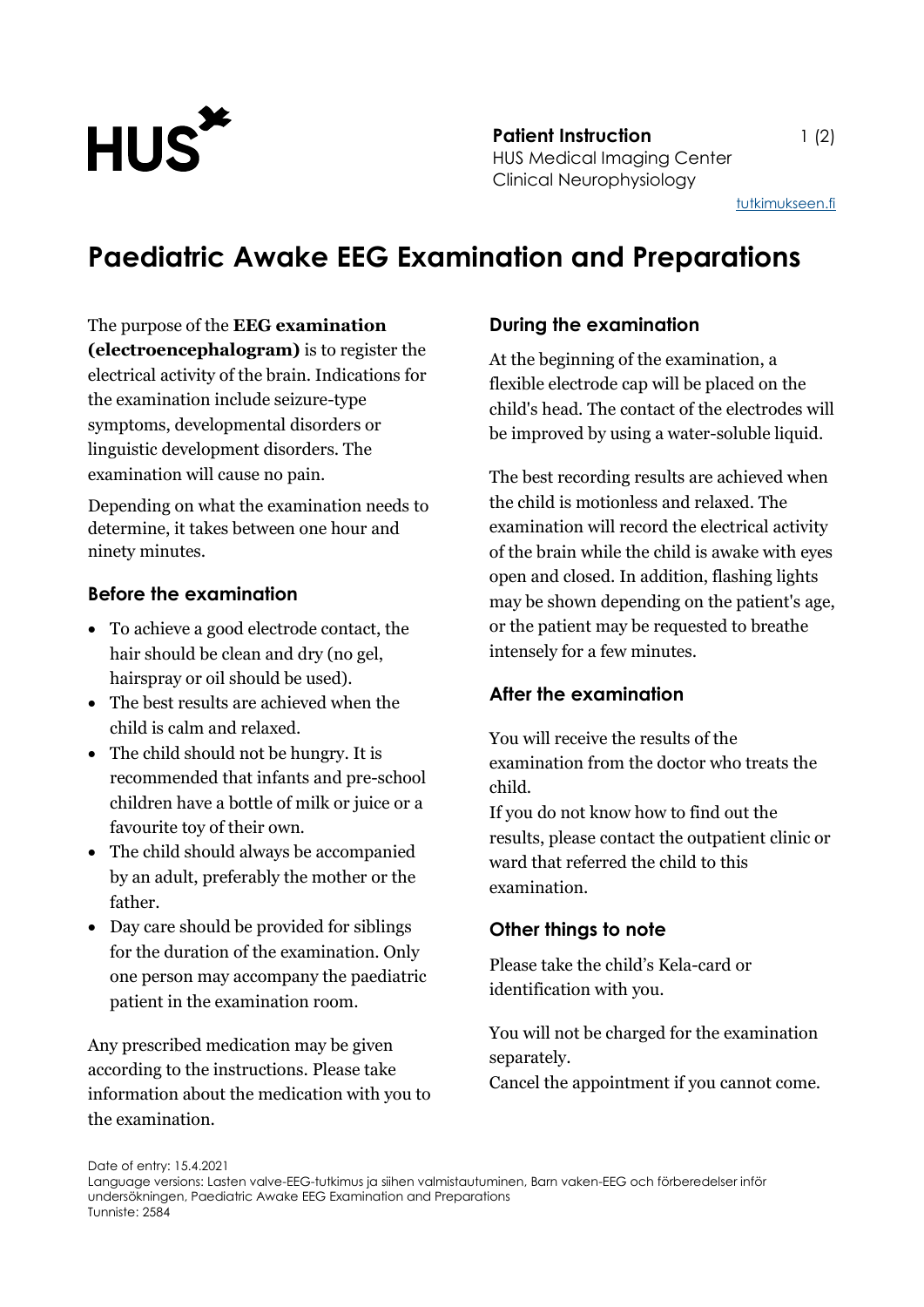**Patient Instruction**
HUS Medical Imaging Center
Clinical Neurophysiology

tutkimukseen.fi

# Paediatric Awake EEG Examination and Preparations

The purpose of the **EEG examination (electroencephalogram)** is to register the electrical activity of the brain. Indications for the examination include seizure-type symptoms, developmental disorders or linguistic development disorders. The examination will cause no pain.

Depending on what the examination needs to determine, it takes between one hour and ninety minutes.

## Before the examination

- To achieve a good electrode contact, the hair should be clean and dry (no gel, hairspray or oil should be used).
- The best results are achieved when the child is calm and relaxed.
- The child should not be hungry. It is recommended that infants and pre-school children have a bottle of milk or juice or a favourite toy of their own.
- The child should always be accompanied by an adult, preferably the mother or the father.
- Day care should be provided for siblings for the duration of the examination. Only one person may accompany the paediatric patient in the examination room.

Any prescribed medication may be given according to the instructions. Please take information about the medication with you to the examination.

## During the examination

At the beginning of the examination, a flexible electrode cap will be placed on the child's head. The contact of the electrodes will be improved by using a water-soluble liquid.

The best recording results are achieved when the child is motionless and relaxed. The examination will record the electrical activity of the brain while the child is awake with eyes open and closed. In addition, flashing lights may be shown depending on the patient's age, or the patient may be requested to breathe intensely for a few minutes.

## After the examination

You will receive the results of the examination from the doctor who treats the child.
If you do not know how to find out the results, please contact the outpatient clinic or ward that referred the child to this examination.

## Other things to note

Please take the child's Kela-card or identification with you.

You will not be charged for the examination separately.
Cancel the appointment if you cannot come.

Date of entry: 15.4.2021
Language versions: Lasten valve-EEG-tutkimus ja siihen valmistautuminen, Barn vaken-EEG och förberedelser inför undersökningen, Paediatric Awake EEG Examination and Preparations
Tunniste: 2584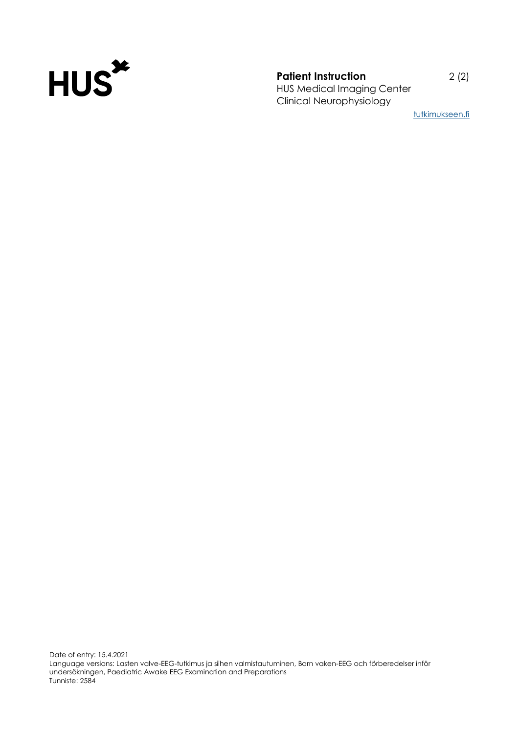Date of entry: 15.4.2021

Language versions: Lasten valve-EEG-tutkimus ja siihen valmistautuminen, Barn vaken-EEG och förberedelser inför undersökningen, Paediatric Awake EEG Examination and Preparations

Tunniste: 2584